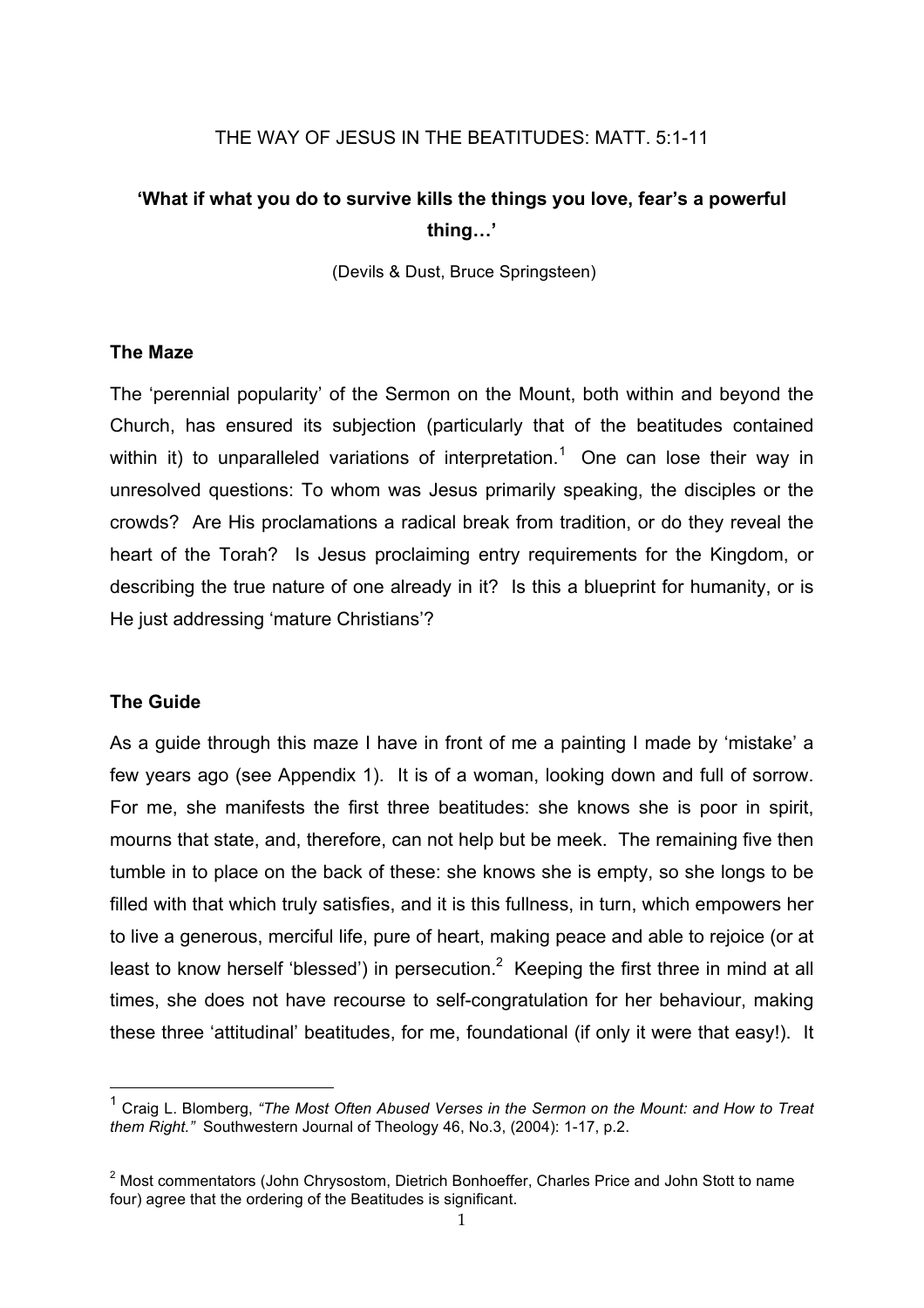THE WAY OF JESUS IN THE BEATITUDES: MATT. 5:1-11

**'What if what you do to survive kills the things you love, fear's a powerful thing…'**

(Devils & Dust, Bruce Springsteen)

### The Maze

The 'perennial popularity' of the Sermon on the Mount, both within and beyond the Church, has ensured its subjection (particularly that of the beatitudes contained within it) to unparalleled variations of interpretation.[1] One can lose their way in unresolved questions: To whom was Jesus primarily speaking, the disciples or the crowds? Are His proclamations a radical break from tradition, or do they reveal the heart of the Torah? Is Jesus proclaiming entry requirements for the Kingdom, or describing the true nature of one already in it? Is this a blueprint for humanity, or is He just addressing 'mature Christians'?

### The Guide

As a guide through this maze I have in front of me a painting I made by 'mistake' a few years ago (see Appendix 1). It is of a woman, looking down and full of sorrow. For me, she manifests the first three beatitudes: she knows she is poor in spirit, mourns that state, and, therefore, can not help but be meek. The remaining five then tumble in to place on the back of these: she knows she is empty, so she longs to be filled with that which truly satisfies, and it is this fullness, in turn, which empowers her to live a generous, merciful life, pure of heart, making peace and able to rejoice (or at least to know herself 'blessed') in persecution.[2] Keeping the first three in mind at all times, she does not have recourse to self-congratulation for her behaviour, making these three 'attitudinal' beatitudes, for me, foundational (if only it were that easy!). It

---

[1] Craig L. Blomberg, *"The Most Often Abused Verses in the Sermon on the Mount: and How to Treat them Right."* Southwestern Journal of Theology 46, No.3, (2004): 1-17, p.2.

[2] Most commentators (John Chrysostom, Dietrich Bonhoeffer, Charles Price and John Stott to name four) agree that the ordering of the Beatitudes is significant.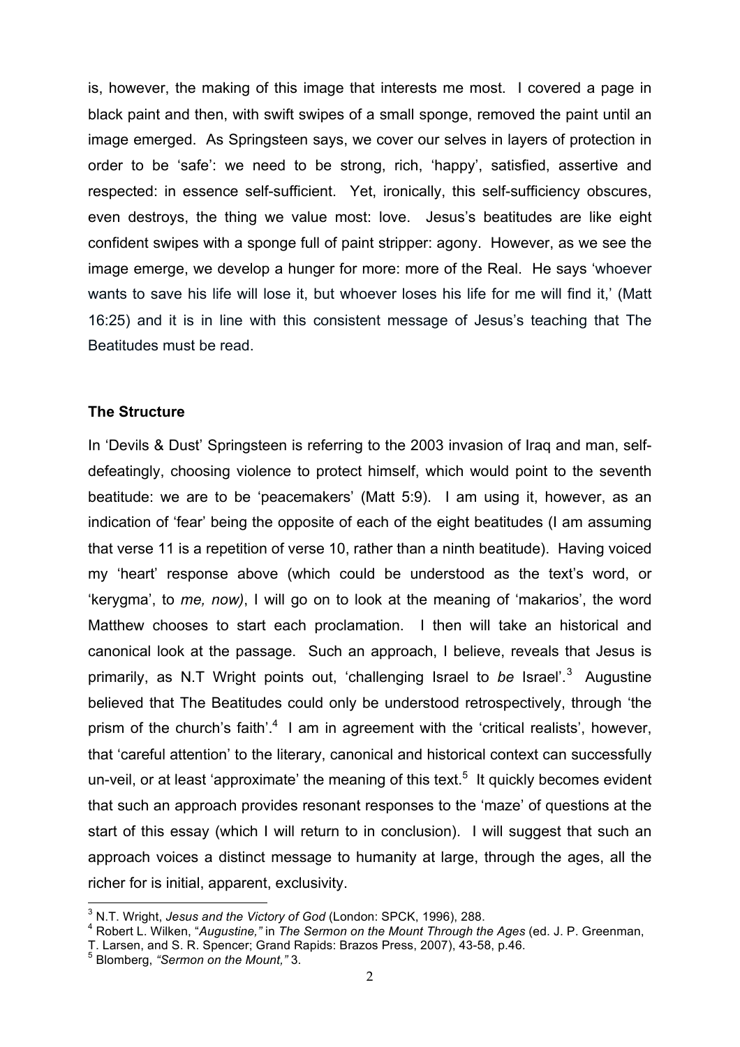is, however, the making of this image that interests me most. I covered a page in black paint and then, with swift swipes of a small sponge, removed the paint until an image emerged. As Springsteen says, we cover our selves in layers of protection in order to be 'safe': we need to be strong, rich, 'happy', satisfied, assertive and respected: in essence self-sufficient. Yet, ironically, this self-sufficiency obscures, even destroys, the thing we value most: love. Jesus's beatitudes are like eight confident swipes with a sponge full of paint stripper: agony. However, as we see the image emerge, we develop a hunger for more: more of the Real. He says 'whoever wants to save his life will lose it, but whoever loses his life for me will find it,' (Matt 16:25) and it is in line with this consistent message of Jesus's teaching that The Beatitudes must be read.

**The Structure**

In 'Devils & Dust' Springsteen is referring to the 2003 invasion of Iraq and man, self-defeatingly, choosing violence to protect himself, which would point to the seventh beatitude: we are to be 'peacemakers' (Matt 5:9). I am using it, however, as an indication of 'fear' being the opposite of each of the eight beatitudes (I am assuming that verse 11 is a repetition of verse 10, rather than a ninth beatitude). Having voiced my 'heart' response above (which could be understood as the text's word, or 'kerygma', to *me, now)*, I will go on to look at the meaning of 'makarios', the word Matthew chooses to start each proclamation. I then will take an historical and canonical look at the passage. Such an approach, I believe, reveals that Jesus is primarily, as N.T Wright points out, 'challenging Israel to *be* Israel'.[3] Augustine believed that The Beatitudes could only be understood retrospectively, through 'the prism of the church's faith'.[4] I am in agreement with the 'critical realists', however, that 'careful attention' to the literary, canonical and historical context can successfully un-veil, or at least 'approximate' the meaning of this text.[5] It quickly becomes evident that such an approach provides resonant responses to the 'maze' of questions at the start of this essay (which I will return to in conclusion). I will suggest that such an approach voices a distinct message to humanity at large, through the ages, all the richer for is initial, apparent, exclusivity.

---

[3] N.T. Wright, *Jesus and the Victory of God* (London: SPCK, 1996), 288.

[4] Robert L. Wilken, "*Augustine,"* in *The Sermon on the Mount Through the Ages* (ed. J. P. Greenman, T. Larsen, and S. R. Spencer; Grand Rapids: Brazos Press, 2007), 43-58, p.46.

[5] Blomberg, *"Sermon on the Mount,"* 3.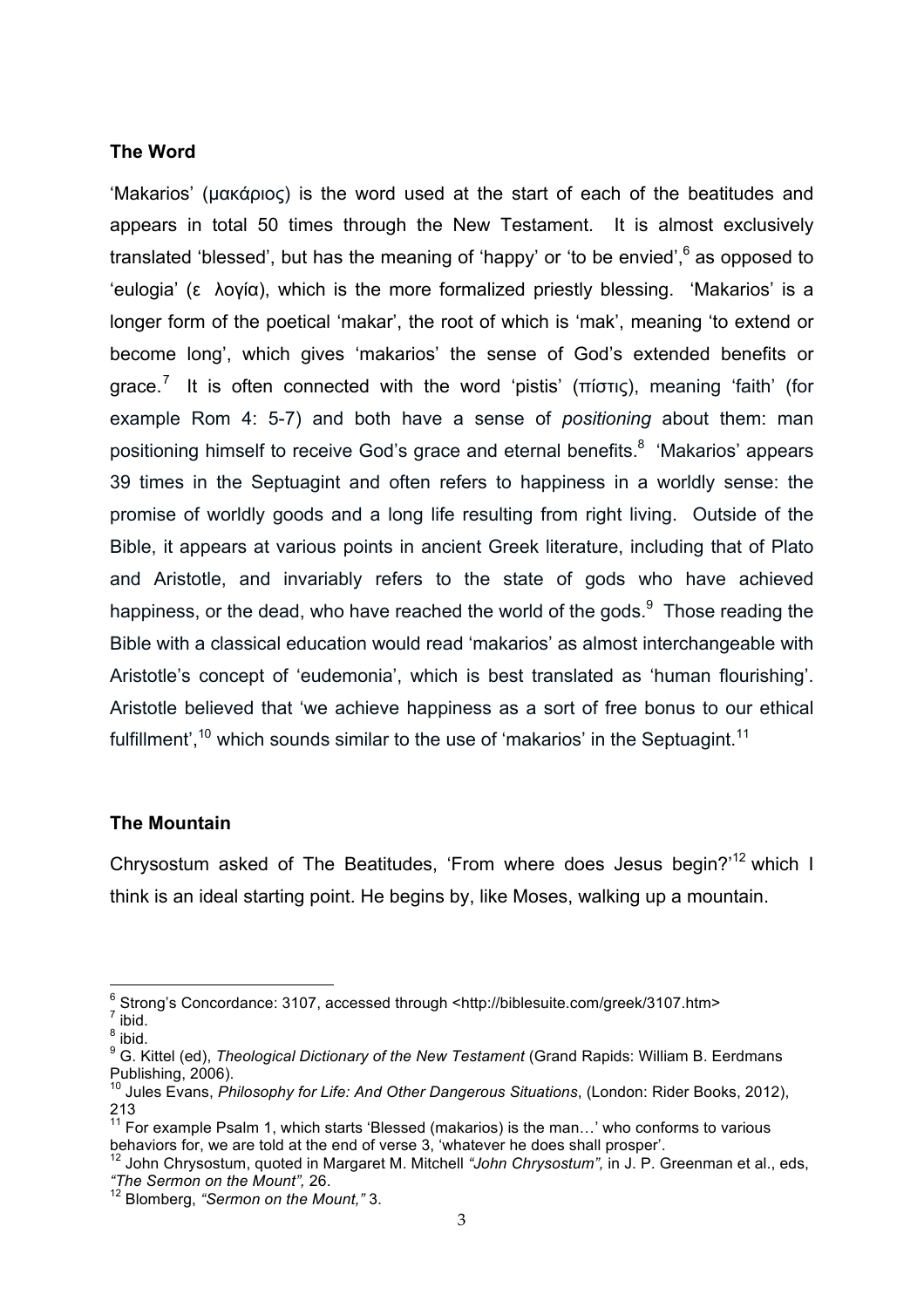**The Word**

'Makarios' (μακάριος) is the word used at the start of each of the beatitudes and appears in total 50 times through the New Testament. It is almost exclusively translated 'blessed', but has the meaning of 'happy' or 'to be envied',[6] as opposed to 'eulogia' (ε λογία), which is the more formalized priestly blessing. 'Makarios' is a longer form of the poetical 'makar', the root of which is 'mak', meaning 'to extend or become long', which gives 'makarios' the sense of God's extended benefits or grace.[7] It is often connected with the word 'pistis' (πίστις), meaning 'faith' (for example Rom 4: 5-7) and both have a sense of *positioning* about them: man positioning himself to receive God's grace and eternal benefits.[8] 'Makarios' appears 39 times in the Septuagint and often refers to happiness in a worldly sense: the promise of worldly goods and a long life resulting from right living. Outside of the Bible, it appears at various points in ancient Greek literature, including that of Plato and Aristotle, and invariably refers to the state of gods who have achieved happiness, or the dead, who have reached the world of the gods.[9] Those reading the Bible with a classical education would read 'makarios' as almost interchangeable with Aristotle's concept of 'eudemonia', which is best translated as 'human flourishing'. Aristotle believed that 'we achieve happiness as a sort of free bonus to our ethical fulfillment',[10] which sounds similar to the use of 'makarios' in the Septuagint.[11]

**The Mountain**

Chrysostum asked of The Beatitudes, 'From where does Jesus begin?'[12] which I think is an ideal starting point. He begins by, like Moses, walking up a mountain.

---

[6] Strong's Concordance: 3107, accessed through <http://biblesuite.com/greek/3107.htm>
[7] ibid.
[8] ibid.
[9] G. Kittel (ed), *Theological Dictionary of the New Testament* (Grand Rapids: William B. Eerdmans Publishing, 2006).
[10] Jules Evans, *Philosophy for Life: And Other Dangerous Situations*, (London: Rider Books, 2012), 213
[11] For example Psalm 1, which starts 'Blessed (makarios) is the man…' who conforms to various behaviors for, we are told at the end of verse 3, 'whatever he does shall prosper'.
[12] John Chrysostum, quoted in Margaret M. Mitchell *"John Chrysostum",* in J. P. Greenman et al., eds, *"The Sermon on the Mount",* 26.
[12] Blomberg, *"Sermon on the Mount,"* 3.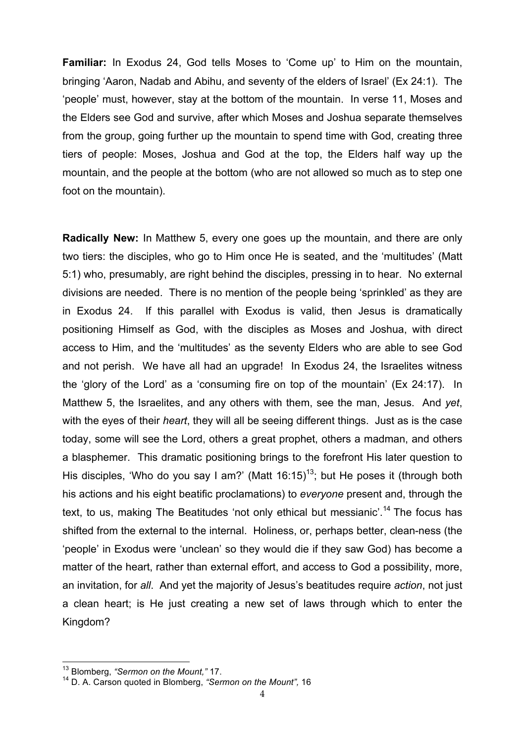**Familiar:** In Exodus 24, God tells Moses to 'Come up' to Him on the mountain, bringing 'Aaron, Nadab and Abihu, and seventy of the elders of Israel' (Ex 24:1). The 'people' must, however, stay at the bottom of the mountain. In verse 11, Moses and the Elders see God and survive, after which Moses and Joshua separate themselves from the group, going further up the mountain to spend time with God, creating three tiers of people: Moses, Joshua and God at the top, the Elders half way up the mountain, and the people at the bottom (who are not allowed so much as to step one foot on the mountain).

**Radically New:** In Matthew 5, every one goes up the mountain, and there are only two tiers: the disciples, who go to Him once He is seated, and the 'multitudes' (Matt 5:1) who, presumably, are right behind the disciples, pressing in to hear. No external divisions are needed. There is no mention of the people being 'sprinkled' as they are in Exodus 24. If this parallel with Exodus is valid, then Jesus is dramatically positioning Himself as God, with the disciples as Moses and Joshua, with direct access to Him, and the 'multitudes' as the seventy Elders who are able to see God and not perish. We have all had an upgrade! In Exodus 24, the Israelites witness the 'glory of the Lord' as a 'consuming fire on top of the mountain' (Ex 24:17). In Matthew 5, the Israelites, and any others with them, see the man, Jesus. And *yet*, with the eyes of their *heart*, they will all be seeing different things. Just as is the case today, some will see the Lord, others a great prophet, others a madman, and others a blasphemer. This dramatic positioning brings to the forefront His later question to His disciples, 'Who do you say I am?' (Matt 16:15)[13]; but He poses it (through both his actions and his eight beatific proclamations) to *everyone* present and, through the text, to us, making The Beatitudes 'not only ethical but messianic'.[14] The focus has shifted from the external to the internal. Holiness, or, perhaps better, clean-ness (the 'people' in Exodus were 'unclean' so they would die if they saw God) has become a matter of the heart, rather than external effort, and access to God a possibility, more, an invitation, for *all*. And yet the majority of Jesus's beatitudes require *action*, not just a clean heart; is He just creating a new set of laws through which to enter the Kingdom?

---

[13] Blomberg, *"Sermon on the Mount,"* 17.

[14] D. A. Carson quoted in Blomberg, *"Sermon on the Mount",* 16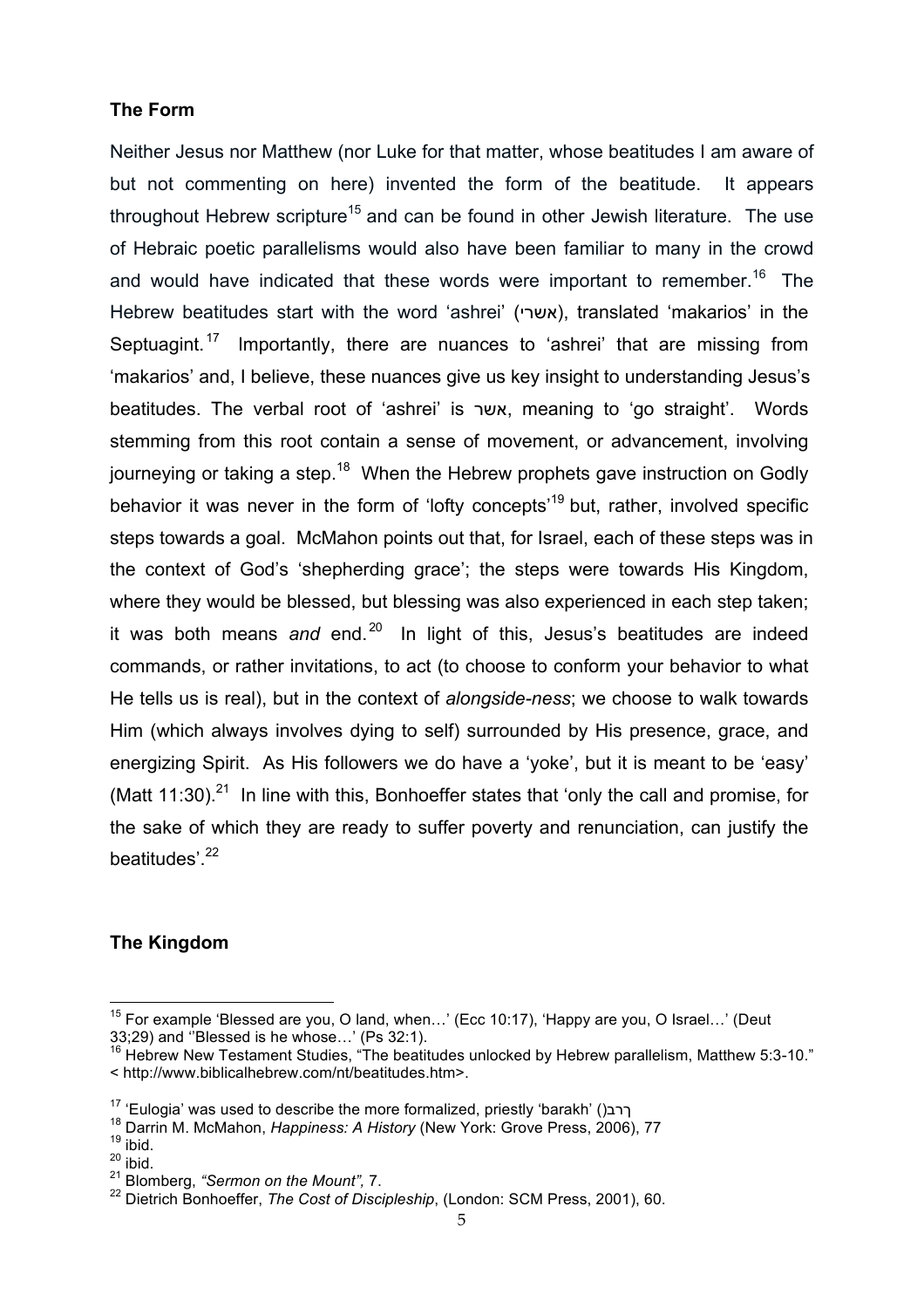## The Form

Neither Jesus nor Matthew (nor Luke for that matter, whose beatitudes I am aware of but not commenting on here) invented the form of the beatitude. It appears throughout Hebrew scripture[15] and can be found in other Jewish literature. The use of Hebraic poetic parallelisms would also have been familiar to many in the crowd and would have indicated that these words were important to remember.[16] The Hebrew beatitudes start with the word 'ashrei' (אשרי), translated 'makarios' in the Septuagint.[17] Importantly, there are nuances to 'ashrei' that are missing from 'makarios' and, I believe, these nuances give us key insight to understanding Jesus's beatitudes. The verbal root of 'ashrei' is אשר, meaning to 'go straight'. Words stemming from this root contain a sense of movement, or advancement, involving journeying or taking a step.[18] When the Hebrew prophets gave instruction on Godly behavior it was never in the form of 'lofty concepts'[19] but, rather, involved specific steps towards a goal. McMahon points out that, for Israel, each of these steps was in the context of God's 'shepherding grace'; the steps were towards His Kingdom, where they would be blessed, but blessing was also experienced in each step taken; it was both means *and* end.[20] In light of this, Jesus's beatitudes are indeed commands, or rather invitations, to act (to choose to conform your behavior to what He tells us is real), but in the context of *alongside-ness*; we choose to walk towards Him (which always involves dying to self) surrounded by His presence, grace, and energizing Spirit. As His followers we do have a 'yoke', but it is meant to be 'easy' (Matt 11:30).[21] In line with this, Bonhoeffer states that 'only the call and promise, for the sake of which they are ready to suffer poverty and renunciation, can justify the beatitudes'.[22]

## The Kingdom

---

[15] For example 'Blessed are you, O land, when…' (Ecc 10:17), 'Happy are you, O Israel…' (Deut 33;29) and ''Blessed is he whose…' (Ps 32:1).

[16] Hebrew New Testament Studies, "The beatitudes unlocked by Hebrew parallelism, Matthew 5:3-10." < http://www.biblicalhebrew.com/nt/beatitudes.htm>.

[17] 'Eulogia' was used to describe the more formalized, priestly 'barakh' (ךרב)

[18] Darrin M. McMahon, *Happiness: A History* (New York: Grove Press, 2006), 77

[19] ibid.

[20] ibid.

[21] Blomberg, *"Sermon on the Mount",* 7.

[22] Dietrich Bonhoeffer, *The Cost of Discipleship*, (London: SCM Press, 2001), 60.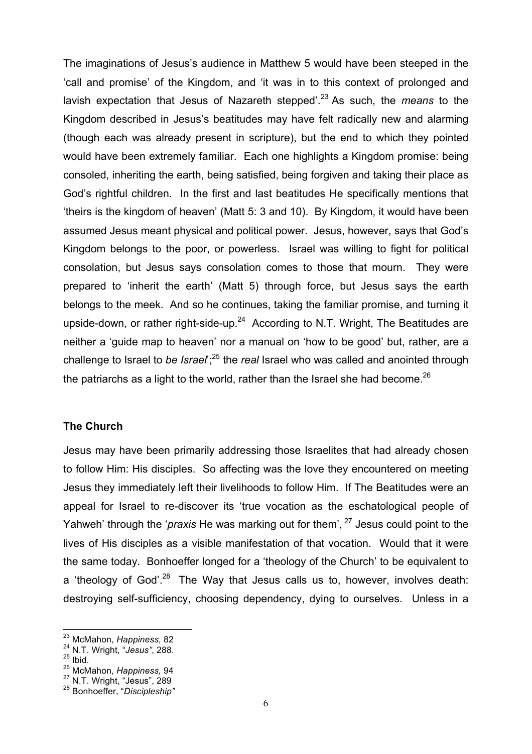The imaginations of Jesus's audience in Matthew 5 would have been steeped in the 'call and promise' of the Kingdom, and 'it was in to this context of prolonged and lavish expectation that Jesus of Nazareth stepped'.[23] As such, the *means* to the Kingdom described in Jesus's beatitudes may have felt radically new and alarming (though each was already present in scripture), but the end to which they pointed would have been extremely familiar. Each one highlights a Kingdom promise: being consoled, inheriting the earth, being satisfied, being forgiven and taking their place as God's rightful children. In the first and last beatitudes He specifically mentions that 'theirs is the kingdom of heaven' (Matt 5: 3 and 10). By Kingdom, it would have been assumed Jesus meant physical and political power. Jesus, however, says that God's Kingdom belongs to the poor, or powerless. Israel was willing to fight for political consolation, but Jesus says consolation comes to those that mourn. They were prepared to 'inherit the earth' (Matt 5) through force, but Jesus says the earth belongs to the meek. And so he continues, taking the familiar promise, and turning it upside-down, or rather right-side-up.[24] According to N.T. Wright, The Beatitudes are neither a 'guide map to heaven' nor a manual on 'how to be good' but, rather, are a challenge to Israel to *be Israel*';[25] the *real* Israel who was called and anointed through the patriarchs as a light to the world, rather than the Israel she had become.[26]

**The Church**

Jesus may have been primarily addressing those Israelites that had already chosen to follow Him: His disciples. So affecting was the love they encountered on meeting Jesus they immediately left their livelihoods to follow Him. If The Beatitudes were an appeal for Israel to re-discover its 'true vocation as the eschatological people of Yahweh' through the '*praxis* He was marking out for them', [27] Jesus could point to the lives of His disciples as a visible manifestation of that vocation. Would that it were the same today. Bonhoeffer longed for a 'theology of the Church' to be equivalent to a 'theology of God'.[28] The Way that Jesus calls us to, however, involves death: destroying self-sufficiency, choosing dependency, dying to ourselves. Unless in a

---

[23] McMahon, *Happiness,* 82
[24] N.T. Wright, "*Jesus"*, 288.
[25] Ibid.
[26] McMahon, *Happiness,* 94
[27] N.T. Wright, "Jesus", 289
[28] Bonhoeffer, "*Discipleship"*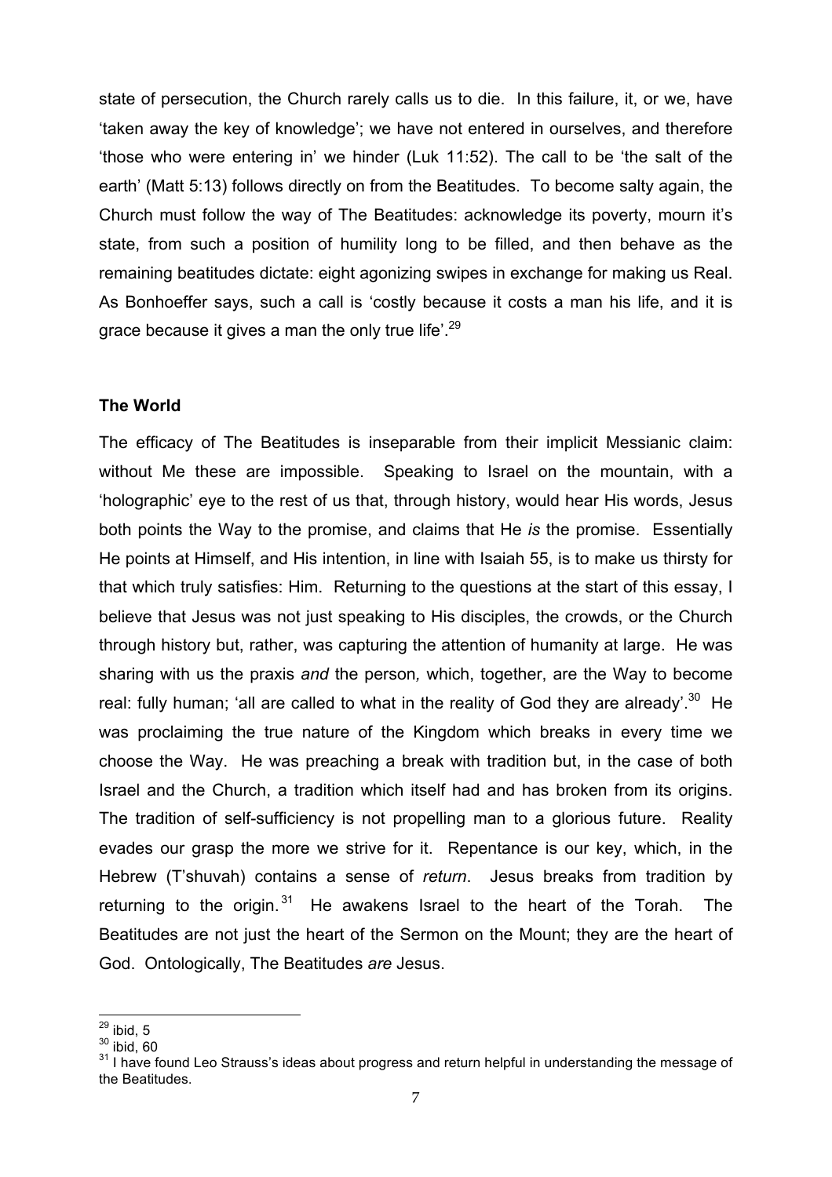state of persecution, the Church rarely calls us to die. In this failure, it, or we, have 'taken away the key of knowledge'; we have not entered in ourselves, and therefore 'those who were entering in' we hinder (Luk 11:52). The call to be 'the salt of the earth' (Matt 5:13) follows directly on from the Beatitudes. To become salty again, the Church must follow the way of The Beatitudes: acknowledge its poverty, mourn it's state, from such a position of humility long to be filled, and then behave as the remaining beatitudes dictate: eight agonizing swipes in exchange for making us Real. As Bonhoeffer says, such a call is 'costly because it costs a man his life, and it is grace because it gives a man the only true life'.[29]

**The World**

The efficacy of The Beatitudes is inseparable from their implicit Messianic claim: without Me these are impossible. Speaking to Israel on the mountain, with a 'holographic' eye to the rest of us that, through history, would hear His words, Jesus both points the Way to the promise, and claims that He *is* the promise. Essentially He points at Himself, and His intention, in line with Isaiah 55, is to make us thirsty for that which truly satisfies: Him. Returning to the questions at the start of this essay, I believe that Jesus was not just speaking to His disciples, the crowds, or the Church through history but, rather, was capturing the attention of humanity at large. He was sharing with us the praxis *and* the person*,* which, together, are the Way to become real: fully human; 'all are called to what in the reality of God they are already'.[30] He was proclaiming the true nature of the Kingdom which breaks in every time we choose the Way. He was preaching a break with tradition but, in the case of both Israel and the Church, a tradition which itself had and has broken from its origins. The tradition of self-sufficiency is not propelling man to a glorious future. Reality evades our grasp the more we strive for it. Repentance is our key, which, in the Hebrew (T'shuvah) contains a sense of *return*. Jesus breaks from tradition by returning to the origin.[31] He awakens Israel to the heart of the Torah. The Beatitudes are not just the heart of the Sermon on the Mount; they are the heart of God. Ontologically, The Beatitudes *are* Jesus.

---

[29] ibid, 5

[30] ibid, 60

[31] I have found Leo Strauss's ideas about progress and return helpful in understanding the message of the Beatitudes.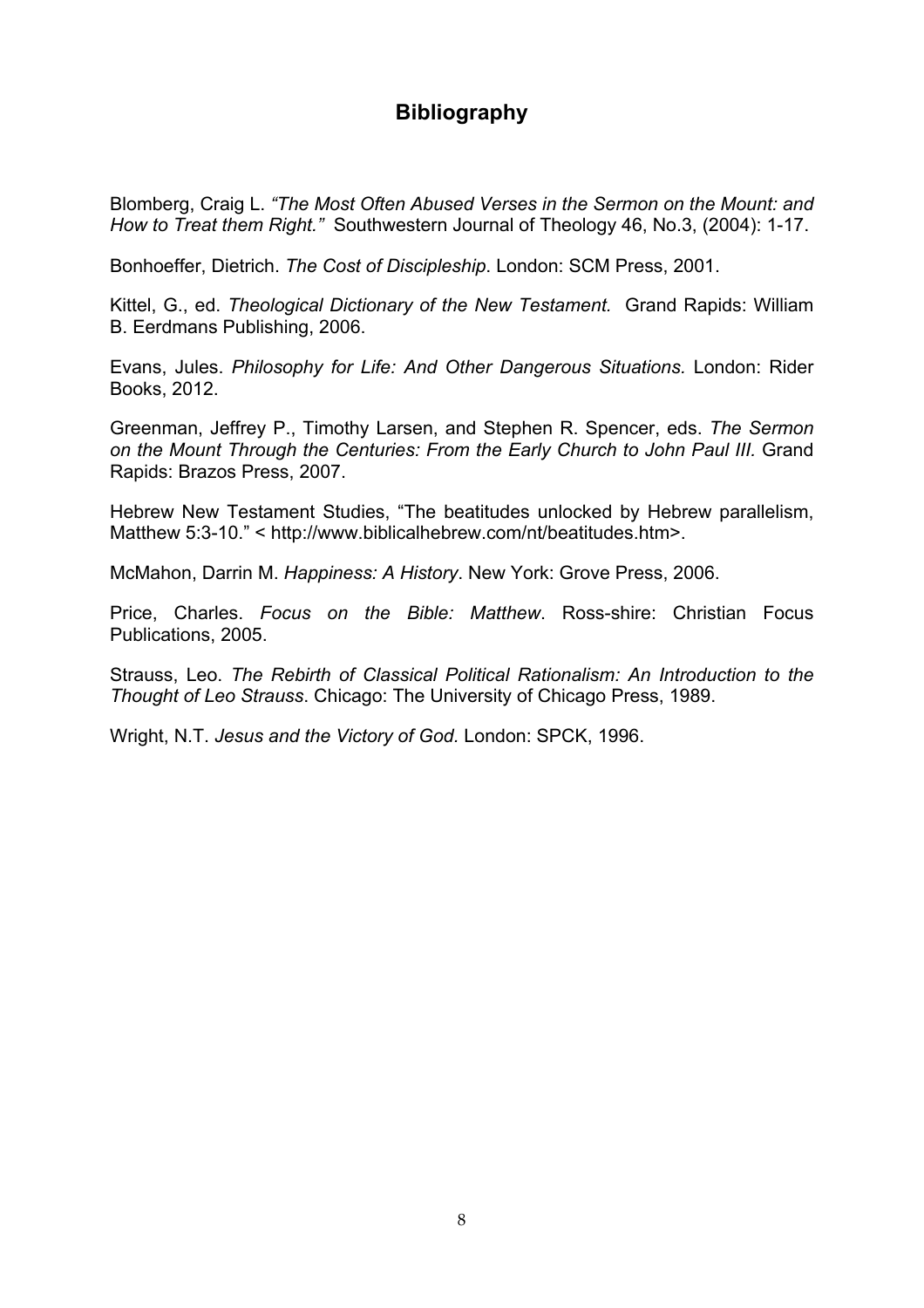# Bibliography

Blomberg, Craig L. *"The Most Often Abused Verses in the Sermon on the Mount: and How to Treat them Right."* Southwestern Journal of Theology 46, No.3, (2004): 1-17.

Bonhoeffer, Dietrich. *The Cost of Discipleship*. London: SCM Press, 2001.

Kittel, G., ed. *Theological Dictionary of the New Testament.* Grand Rapids: William B. Eerdmans Publishing, 2006.

Evans, Jules. *Philosophy for Life: And Other Dangerous Situations.* London: Rider Books, 2012.

Greenman, Jeffrey P., Timothy Larsen, and Stephen R. Spencer, eds. *The Sermon on the Mount Through the Centuries: From the Early Church to John Paul III.* Grand Rapids: Brazos Press, 2007.

Hebrew New Testament Studies, "The beatitudes unlocked by Hebrew parallelism, Matthew 5:3-10." < http://www.biblicalhebrew.com/nt/beatitudes.htm>.

McMahon, Darrin M. *Happiness: A History*. New York: Grove Press, 2006.

Price, Charles. *Focus on the Bible: Matthew*. Ross-shire: Christian Focus Publications, 2005.

Strauss, Leo. *The Rebirth of Classical Political Rationalism: An Introduction to the Thought of Leo Strauss*. Chicago: The University of Chicago Press, 1989.

Wright, N.T. *Jesus and the Victory of God*. London: SPCK, 1996.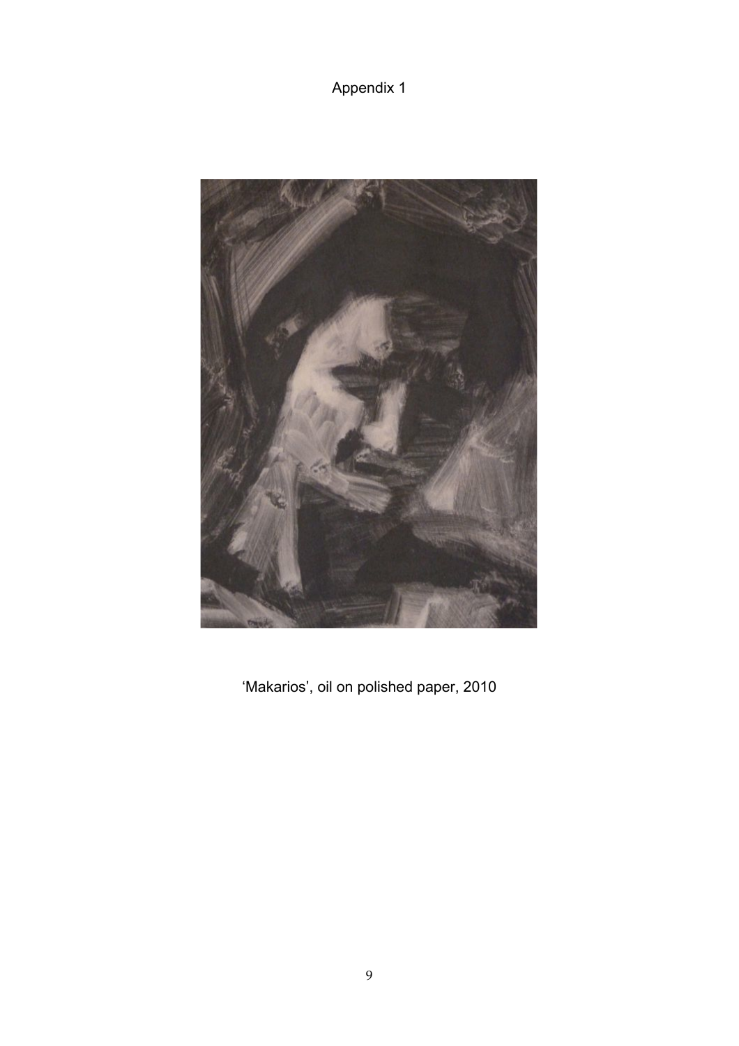Appendix 1

'Makarios', oil on polished paper, 2010